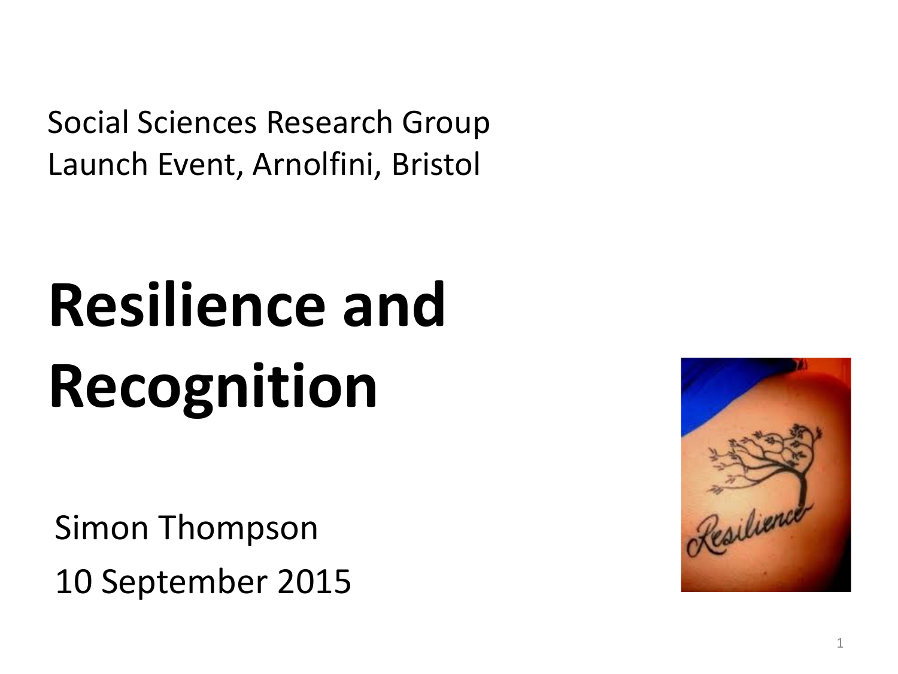Social Sciences Research Group
Launch Event, Arnolfini, Bristol

# Resilience and Recognition

Simon Thompson

10 September 2015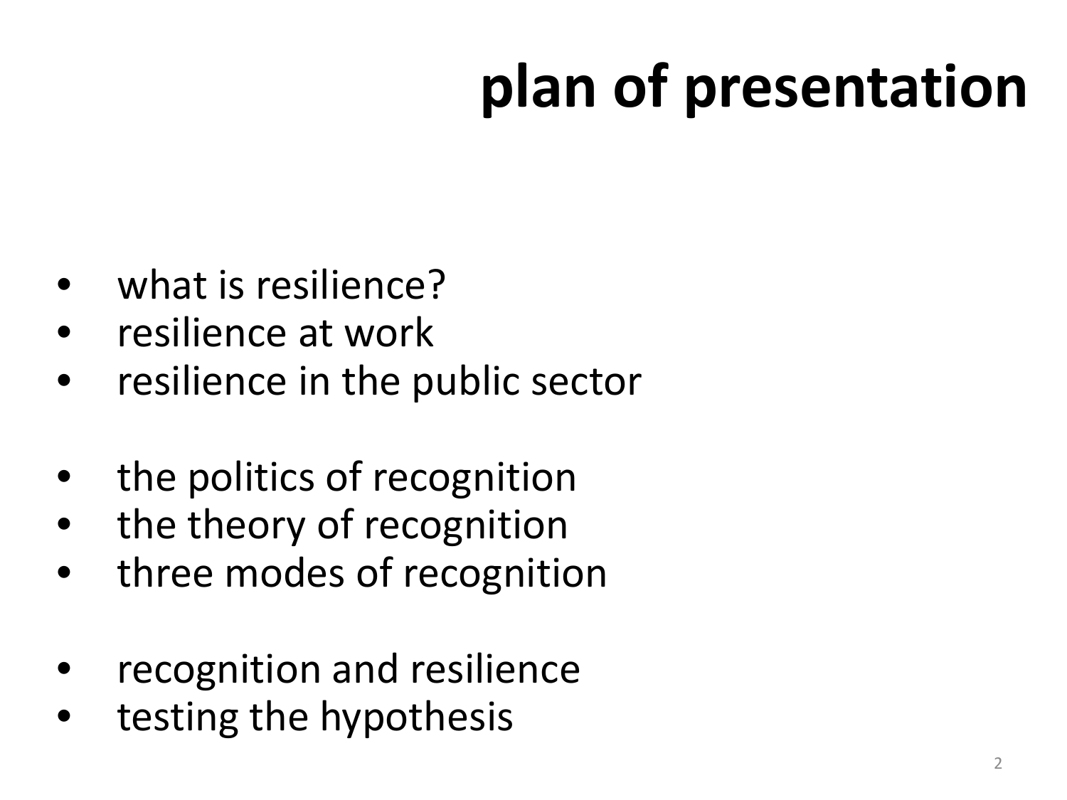# plan of presentation

- what is resilience?
- resilience at work
- resilience in the public sector

- the politics of recognition
- the theory of recognition
- three modes of recognition

- recognition and resilience
- testing the hypothesis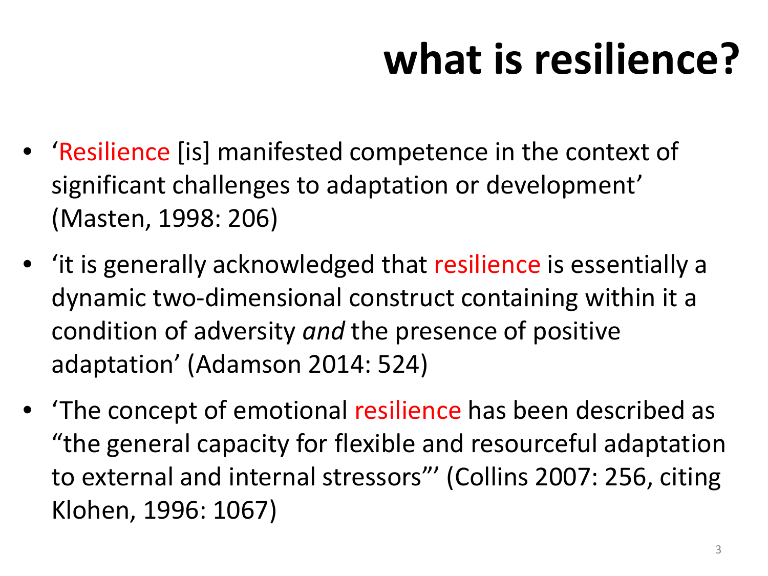# what is resilience?

- 'Resilience [is] manifested competence in the context of significant challenges to adaptation or development' (Masten, 1998: 206)
- 'it is generally acknowledged that resilience is essentially a dynamic two-dimensional construct containing within it a condition of adversity *and* the presence of positive adaptation' (Adamson 2014: 524)
- 'The concept of emotional resilience has been described as "the general capacity for flexible and resourceful adaptation to external and internal stressors"' (Collins 2007: 256, citing Klohen, 1996: 1067)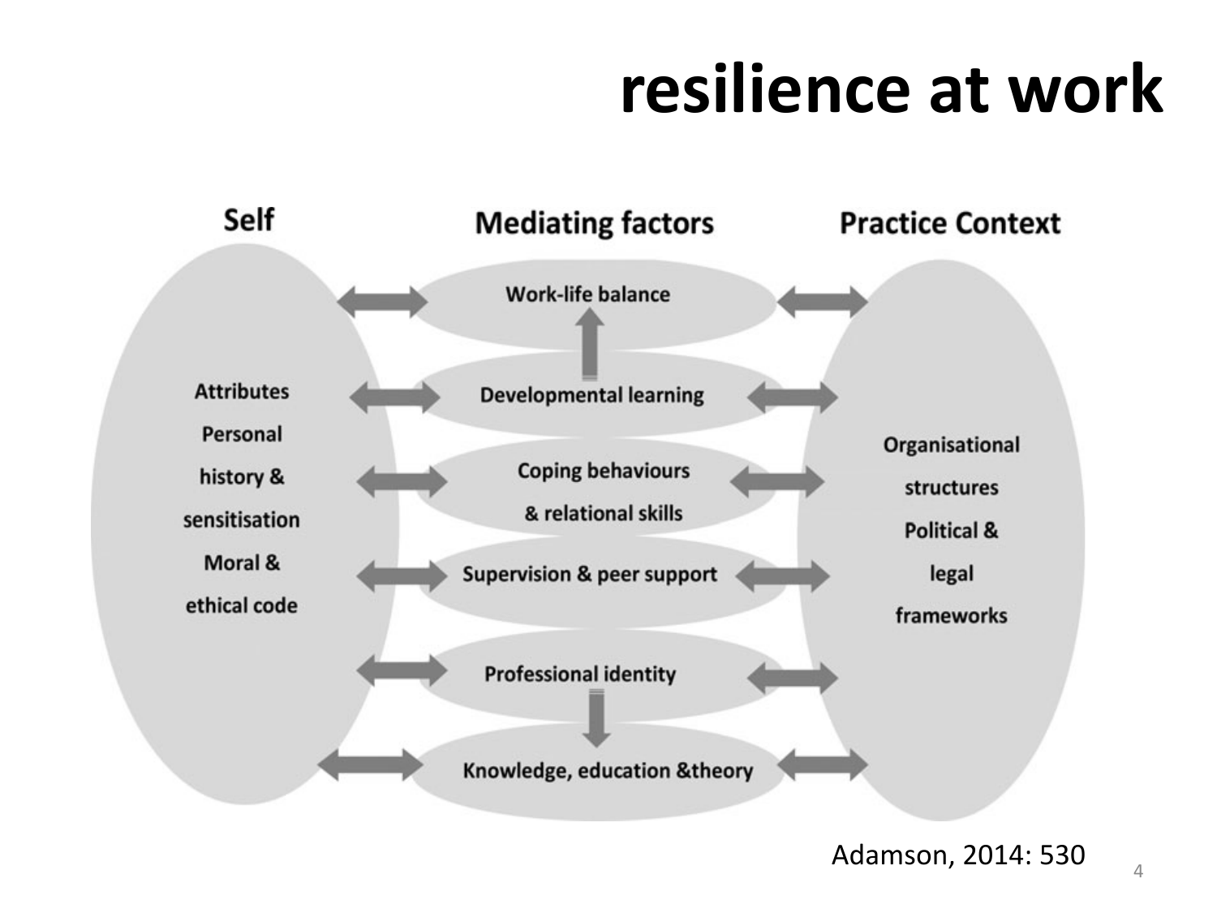# resilience at work

**Self**

Attributes
Personal history & sensitisation
Moral & ethical code

**Mediating factors**

- Work-life balance
- Developmental learning
- Coping behaviours & relational skills
- Supervision & peer support
- Professional identity
- Knowledge, education &theory

**Practice Context**

Organisational structures
Political & legal frameworks

Adamson, 2014: 530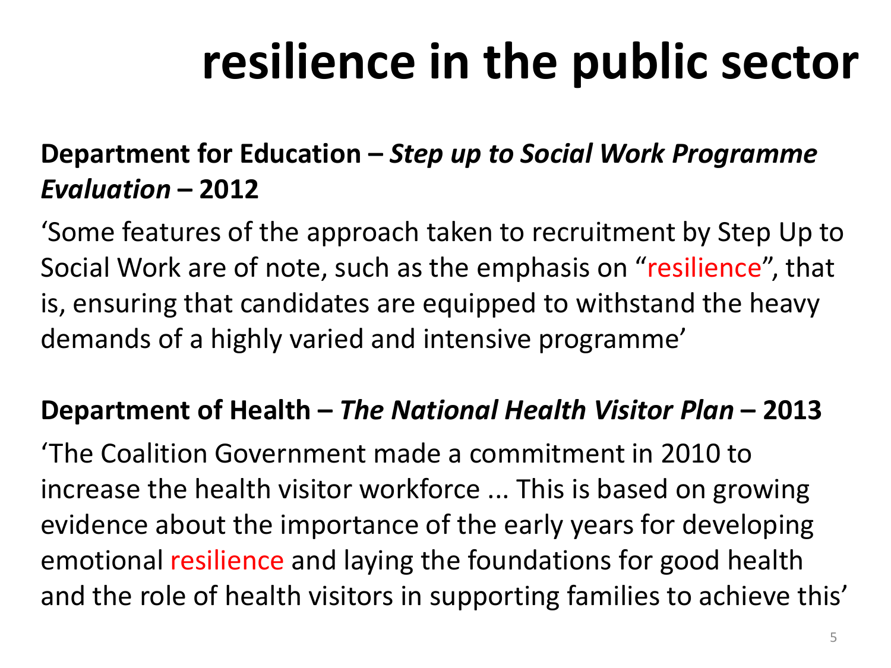# resilience in the public sector

**Department for Education – *Step up to Social Work Programme Evaluation* – 2012**

'Some features of the approach taken to recruitment by Step Up to Social Work are of note, such as the emphasis on "resilience", that is, ensuring that candidates are equipped to withstand the heavy demands of a highly varied and intensive programme'

**Department of Health – *The National Health Visitor Plan* – 2013**

'The Coalition Government made a commitment in 2010 to increase the health visitor workforce ... This is based on growing evidence about the importance of the early years for developing emotional resilience and laying the foundations for good health and the role of health visitors in supporting families to achieve this'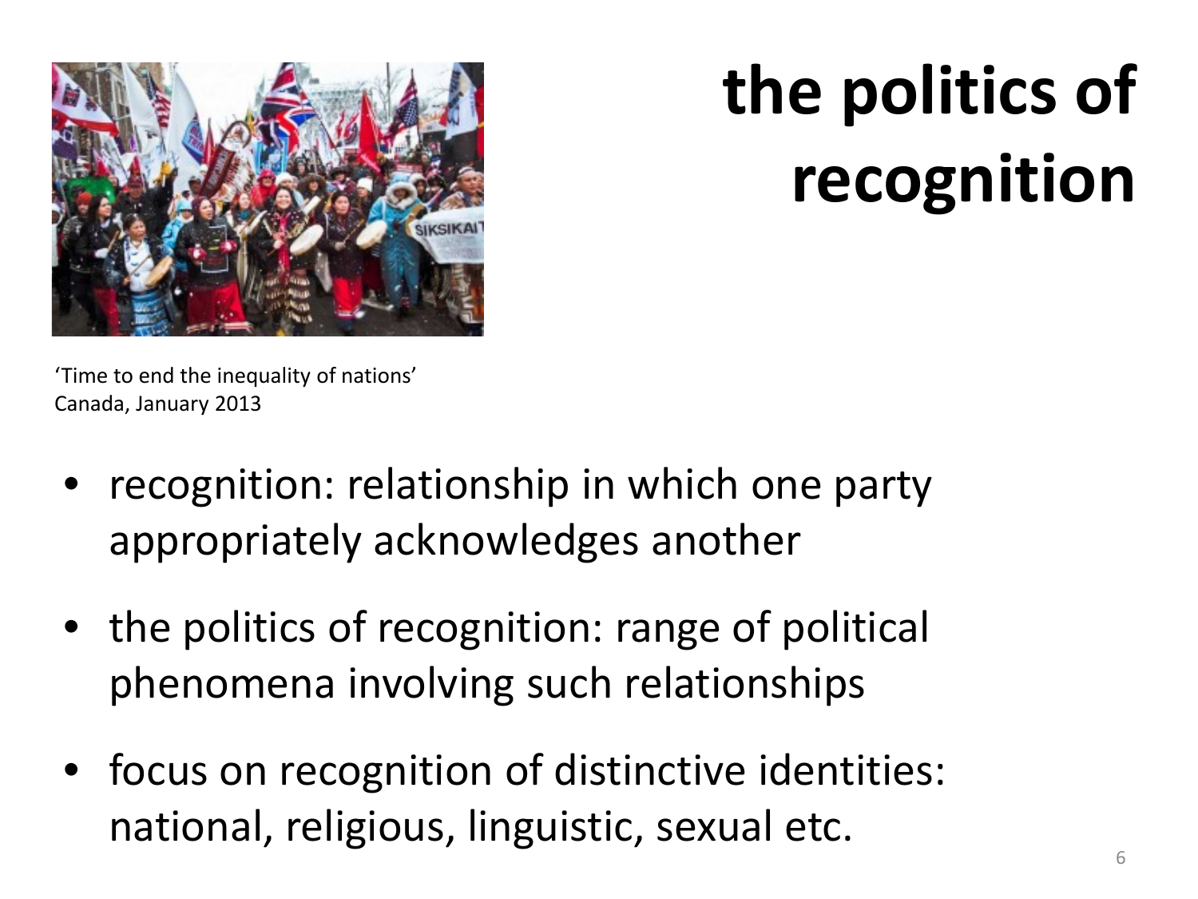# the politics of recognition

'Time to end the inequality of nations'
Canada, January 2013

- recognition: relationship in which one party appropriately acknowledges another
- the politics of recognition: range of political phenomena involving such relationships
- focus on recognition of distinctive identities: national, religious, linguistic, sexual etc.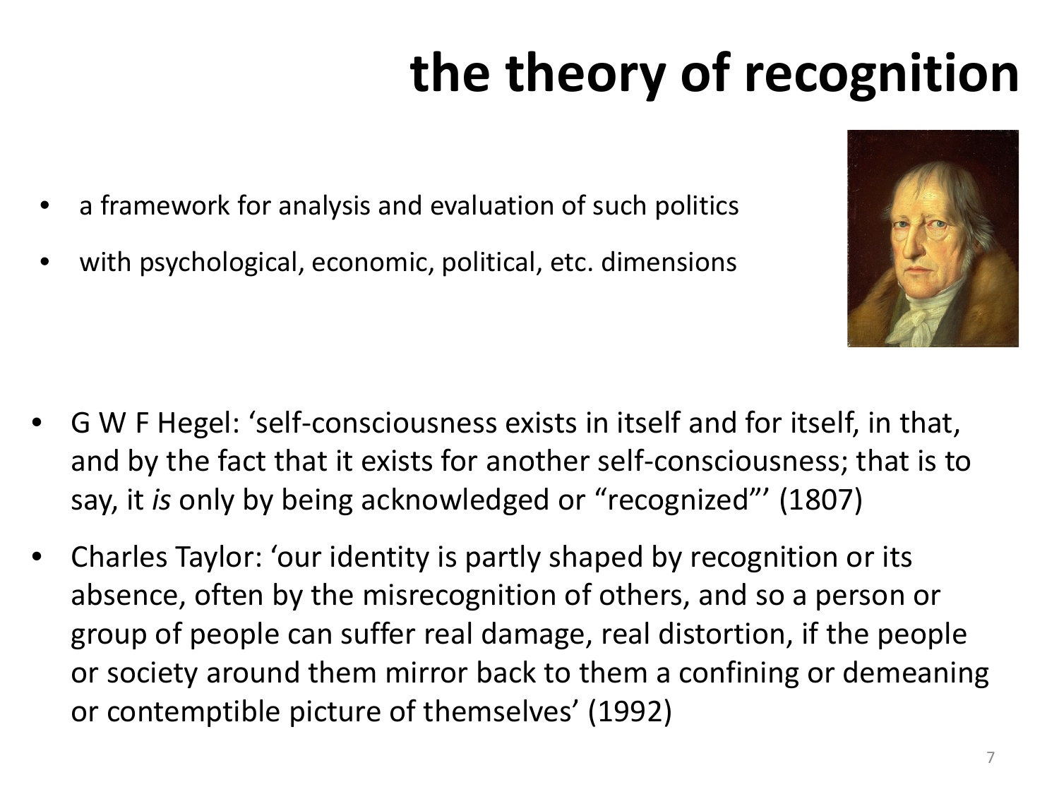# the theory of recognition

- a framework for analysis and evaluation of such politics
- with psychological, economic, political, etc. dimensions

- G W F Hegel: 'self-consciousness exists in itself and for itself, in that, and by the fact that it exists for another self-consciousness; that is to say, it *is* only by being acknowledged or "recognized"' (1807)
- Charles Taylor: 'our identity is partly shaped by recognition or its absence, often by the misrecognition of others, and so a person or group of people can suffer real damage, real distortion, if the people or society around them mirror back to them a confining or demeaning or contemptible picture of themselves' (1992)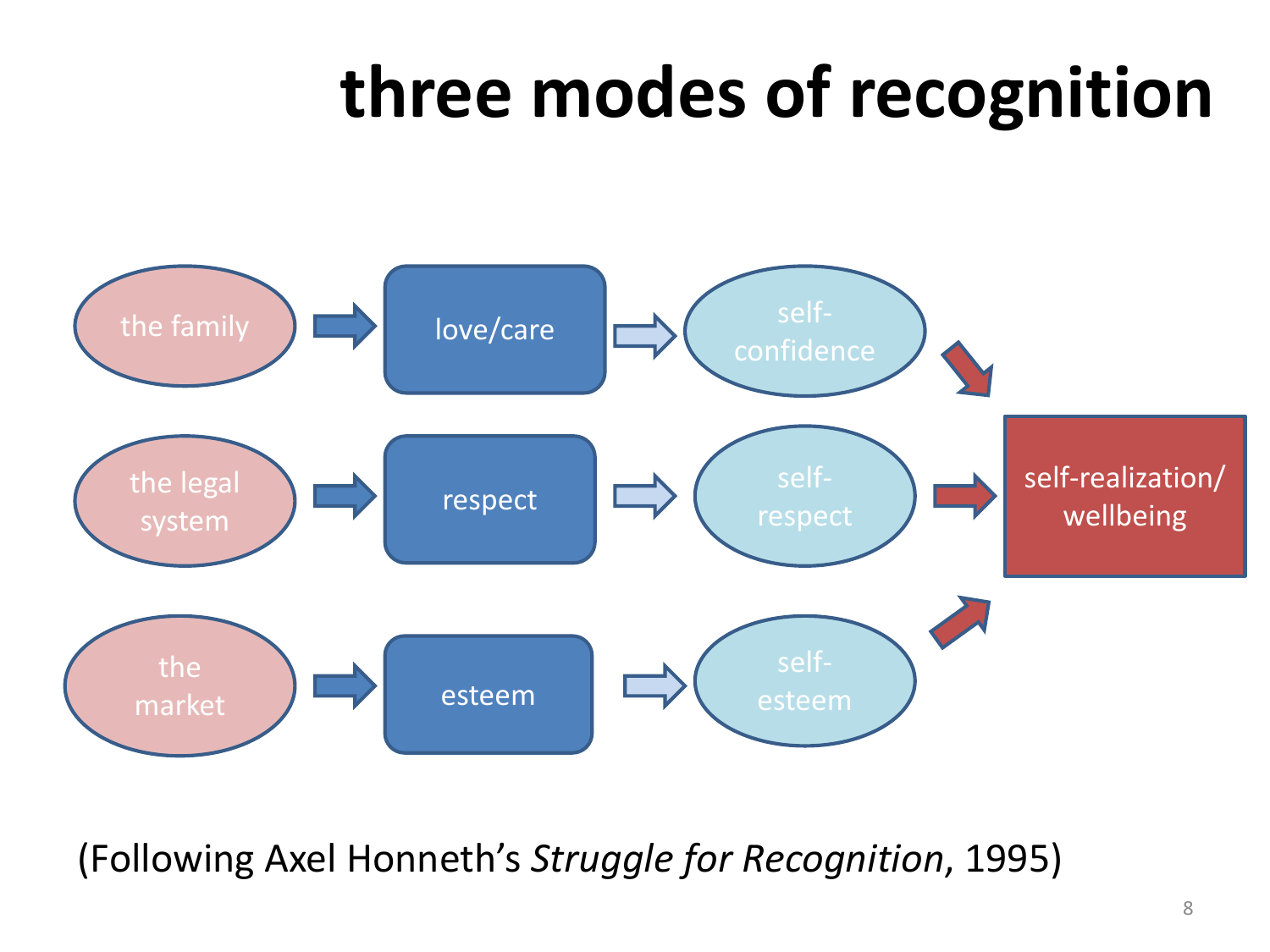# three modes of recognition

| Source | Mode of recognition | Relation to self |
|---|---|---|
| the family | love/care | self-confidence |
| the legal system | respect | self-respect |
| the market | esteem | self-esteem |

→ self-realization/ wellbeing

(Following Axel Honneth's *Struggle for Recognition*, 1995)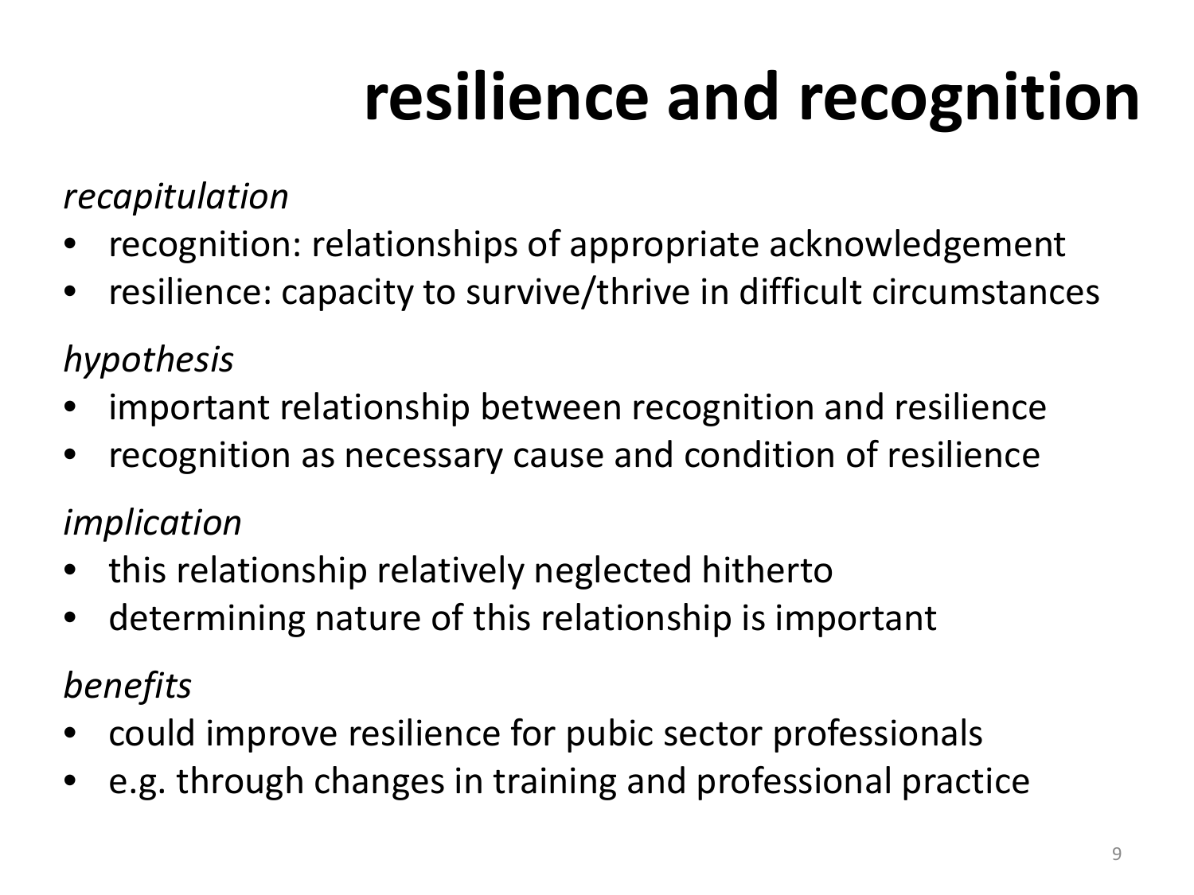# resilience and recognition

*recapitulation*

- recognition: relationships of appropriate acknowledgement
- resilience: capacity to survive/thrive in difficult circumstances

*hypothesis*

- important relationship between recognition and resilience
- recognition as necessary cause and condition of resilience

*implication*

- this relationship relatively neglected hitherto
- determining nature of this relationship is important

*benefits*

- could improve resilience for pubic sector professionals
- e.g. through changes in training and professional practice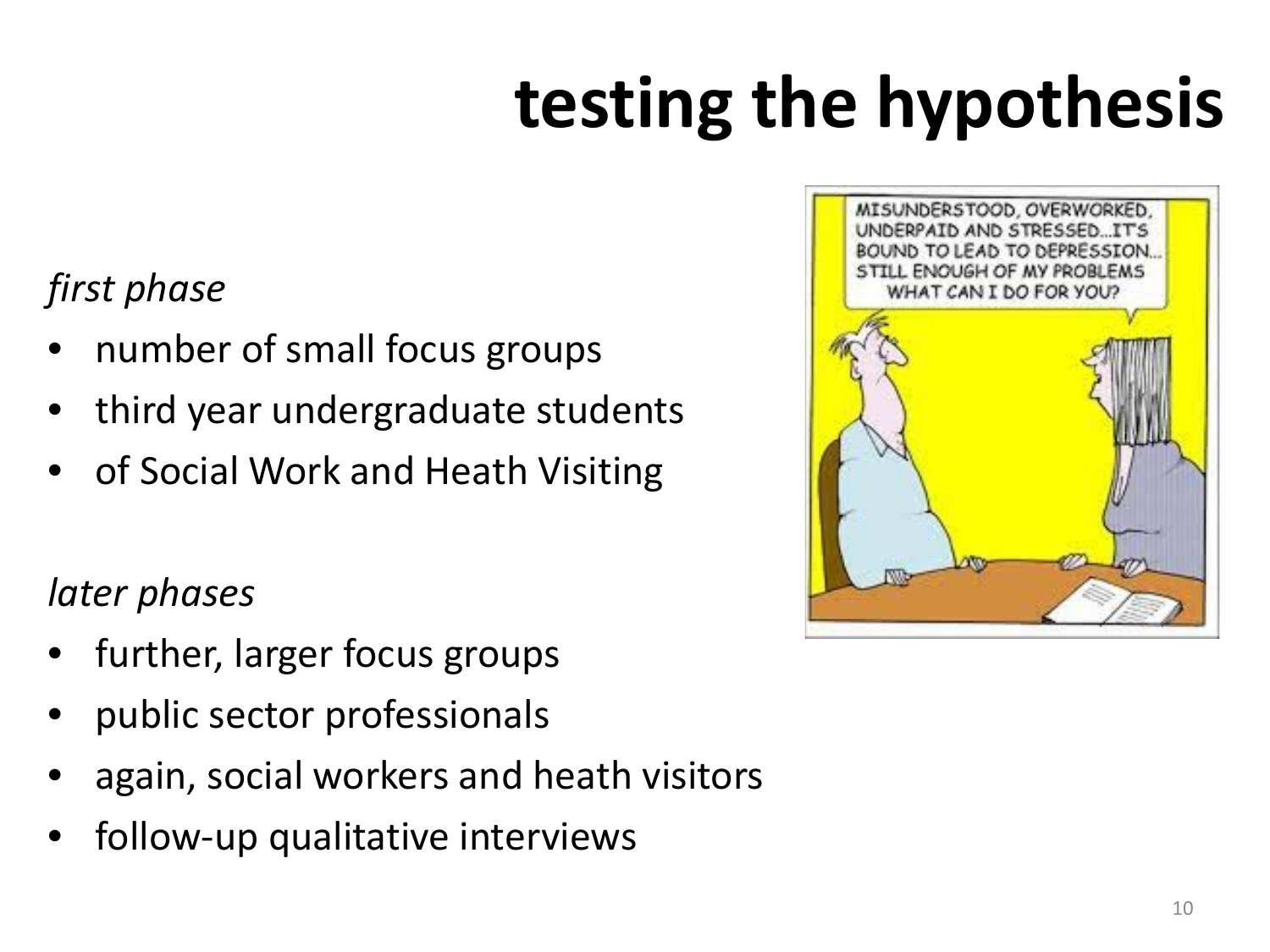# testing the hypothesis

*first phase*

- number of small focus groups
- third year undergraduate students
- of Social Work and Heath Visiting

*later phases*

- further, larger focus groups
- public sector professionals
- again, social workers and heath visitors
- follow-up qualitative interviews